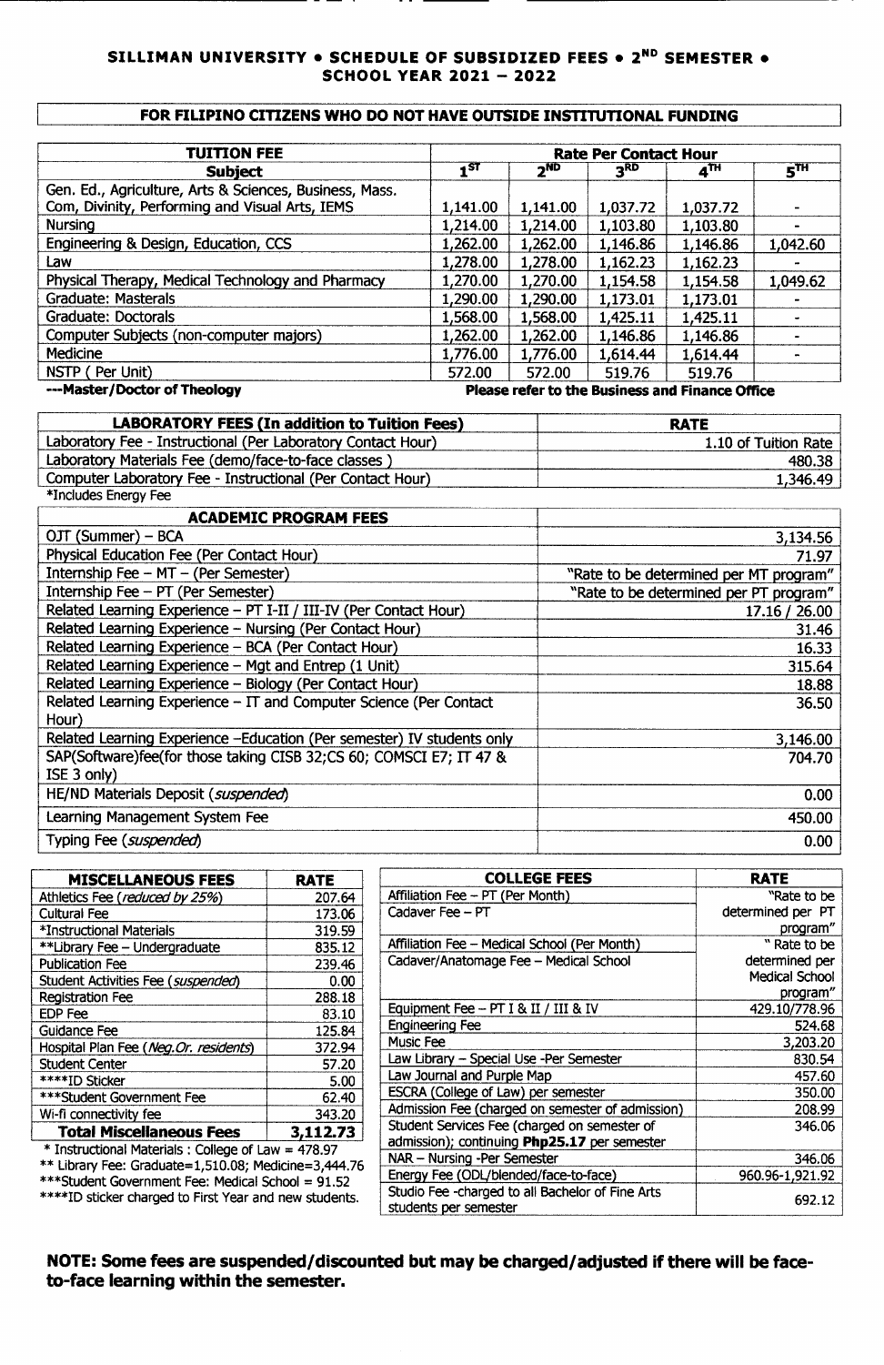# SILLIMAN UNIVERSITY • SCHEDULE OF SUBSIDIZED FEES • 2ND SEMESTER • SCHOOL YEAR 2021 – 2022

## FOR FILIPINO CITIZENS WHO DO NOT HAVE OUTSIDE INSTITUTIONAL FUNDING

| TUITION FEE | Rate Per Contact Hour | | | | |
|---|---|---|---|---|---|
| **Subject** | **1ST** | **2ND** | **3RD** | **4TH** | **5TH** |
| Gen. Ed., Agriculture, Arts & Sciences, Business, Mass. Com, Divinity, Performing and Visual Arts, IEMS | 1,141.00 | 1,141.00 | 1,037.72 | 1,037.72 | - |
| Nursing | 1,214.00 | 1,214.00 | 1,103.80 | 1,103.80 | - |
| Engineering & Design, Education, CCS | 1,262.00 | 1,262.00 | 1,146.86 | 1,146.86 | 1,042.60 |
| Law | 1,278.00 | 1,278.00 | 1,162.23 | 1,162.23 | - |
| Physical Therapy, Medical Technology and Pharmacy | 1,270.00 | 1,270.00 | 1,154.58 | 1,154.58 | 1,049.62 |
| Graduate: Masterals | 1,290.00 | 1,290.00 | 1,173.01 | 1,173.01 | - |
| Graduate: Doctorals | 1,568.00 | 1,568.00 | 1,425.11 | 1,425.11 | - |
| Computer Subjects (non-computer majors) | 1,262.00 | 1,262.00 | 1,146.86 | 1,146.86 | - |
| Medicine | 1,776.00 | 1,776.00 | 1,614.44 | 1,614.44 | - |
| NSTP ( Per Unit) | 572.00 | 572.00 | 519.76 | 519.76 | |

**---Master/Doctor of Theology** — **Please refer to the Business and Finance Office**

| LABORATORY FEES (In addition to Tuition Fees) | RATE |
|---|---|
| Laboratory Fee - Instructional (Per Laboratory Contact Hour) | 1.10 of Tuition Rate |
| Laboratory Materials Fee (demo/face-to-face classes ) | 480.38 |
| Computer Laboratory Fee - Instructional (Per Contact Hour) | 1,346.49 |

*Includes Energy Fee

| ACADEMIC PROGRAM FEES | |
|---|---|
| OJT (Summer) – BCA | 3,134.56 |
| Physical Education Fee (Per Contact Hour) | 71.97 |
| Internship Fee – MT – (Per Semester) | "Rate to be determined per MT program" |
| Internship Fee – PT (Per Semester) | "Rate to be determined per PT program" |
| Related Learning Experience – PT I-II / III-IV (Per Contact Hour) | 17.16 / 26.00 |
| Related Learning Experience – Nursing (Per Contact Hour) | 31.46 |
| Related Learning Experience – BCA (Per Contact Hour) | 16.33 |
| Related Learning Experience – Mgt and Entrep (1 Unit) | 315.64 |
| Related Learning Experience – Biology (Per Contact Hour) | 18.88 |
| Related Learning Experience – IT and Computer Science (Per Contact Hour) | 36.50 |
| Related Learning Experience –Education (Per semester) IV students only | 3,146.00 |
| SAP(Software)fee(for those taking CISB 32;CS 60; COMSCI E7; IT 47 & ISE 3 only) | 704.70 |
| HE/ND Materials Deposit (*suspended*) | 0.00 |
| Learning Management System Fee | 450.00 |
| Typing Fee (*suspended*) | 0.00 |

| MISCELLANEOUS FEES | RATE |
|---|---|
| Athletics Fee (*reduced by 25%*) | 207.64 |
| Cultural Fee | 173.06 |
| *Instructional Materials | 319.59 |
| **Library Fee – Undergraduate | 835.12 |
| Publication Fee | 239.46 |
| Student Activities Fee (*suspended*) | 0.00 |
| Registration Fee | 288.18 |
| EDP Fee | 83.10 |
| Guidance Fee | 125.84 |
| Hospital Plan Fee (*Neg.Or. residents*) | 372.94 |
| Student Center | 57.20 |
| ****ID Sticker | 5.00 |
| ***Student Government Fee | 62.40 |
| Wi-fi connectivity fee | 343.20 |
| **Total Miscellaneous Fees** | **3,112.73** |

\* Instructional Materials : College of Law = 478.97
** Library Fee: Graduate=1,510.08; Medicine=3,444.76
***Student Government Fee: Medical School = 91.52
****ID sticker charged to First Year and new students.

| COLLEGE FEES | RATE |
|---|---|
| Affiliation Fee – PT (Per Month) | "Rate to be determined per PT program" |
| Cadaver Fee – PT | |
| Affiliation Fee – Medical School (Per Month) | " Rate to be determined per Medical School program" |
| Cadaver/Anatomage Fee – Medical School | |
| Equipment Fee – PT I & II / III & IV | 429.10/778.96 |
| Engineering Fee | 524.68 |
| Music Fee | 3,203.20 |
| Law Library – Special Use -Per Semester | 830.54 |
| Law Journal and Purple Map | 457.60 |
| ESCRA (College of Law) per semester | 350.00 |
| Admission Fee (charged on semester of admission) | 208.99 |
| Student Services Fee (charged on semester of admission); continuing **Php25.17** per semester | 346.06 |
| NAR – Nursing -Per Semester | 346.06 |
| Energy Fee (ODL/blended/face-to-face) | 960.96-1,921.92 |
| Studio Fee -charged to all Bachelor of Fine Arts students per semester | 692.12 |

**NOTE: Some fees are suspended/discounted but may be charged/adjusted if there will be face-to-face learning within the semester.**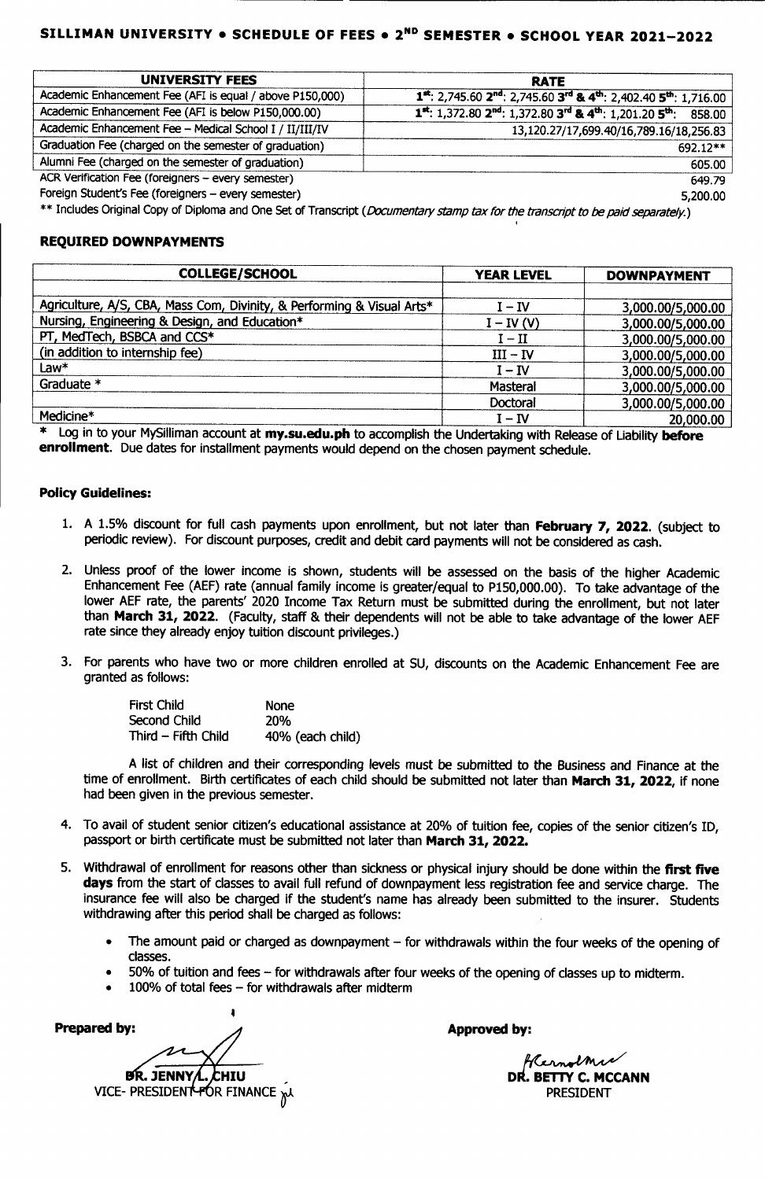## SILLIMAN UNIVERSITY • SCHEDULE OF FEES • 2ND SEMESTER • SCHOOL YEAR 2021–2022

| UNIVERSITY FEES | RATE |
|---|---|
| Academic Enhancement Fee (AFI is equal / above P150,000) | **1st**: 2,745.60 **2nd**: 2,745.60 **3rd & 4th**: 2,402.40 **5th**: 1,716.00 |
| Academic Enhancement Fee (AFI is below P150,000.00) | **1st**: 1,372.80 **2nd**: 1,372.80 **3rd & 4th**: 1,201.20 **5th**: 858.00 |
| Academic Enhancement Fee – Medical School I / II/III/IV | 13,120.27/17,699.40/16,789.16/18,256.83 |
| Graduation Fee (charged on the semester of graduation) | 692.12** |
| Alumni Fee (charged on the semester of graduation) | 605.00 |
| ACR Verification Fee (foreigners – every semester) | 649.79 |
| Foreign Student's Fee (foreigners – every semester) | 5,200.00 |

** Includes Original Copy of Diploma and One Set of Transcript (*Documentary stamp tax for the transcript to be paid separately.*)

### REQUIRED DOWNPAYMENTS

| COLLEGE/SCHOOL | YEAR LEVEL | DOWNPAYMENT |
|---|---|---|
| Agriculture, A/S, CBA, Mass Com, Divinity, & Performing & Visual Arts* | I – IV | 3,000.00/5,000.00 |
| Nursing, Engineering & Design, and Education* | I – IV (V) | 3,000.00/5,000.00 |
| PT, MedTech, BSBCA and CCS* | I – II | 3,000.00/5,000.00 |
| (in addition to internship fee) | III – IV | 3,000.00/5,000.00 |
| Law* | I – IV | 3,000.00/5,000.00 |
| Graduate * | Masteral | 3,000.00/5,000.00 |
| | Doctoral | 3,000.00/5,000.00 |
| Medicine* | I – IV | 20,000.00 |

\* Log in to your MySilliman account at **my.su.edu.ph** to accomplish the Undertaking with Release of Liability **before enrollment**. Due dates for installment payments would depend on the chosen payment schedule.

**Policy Guidelines:**

1. A 1.5% discount for full cash payments upon enrollment, but not later than **February 7, 2022**. (subject to periodic review). For discount purposes, credit and debit card payments will not be considered as cash.

2. Unless proof of the lower income is shown, students will be assessed on the basis of the higher Academic Enhancement Fee (AEF) rate (annual family income is greater/equal to P150,000.00). To take advantage of the lower AEF rate, the parents' 2020 Income Tax Return must be submitted during the enrollment, but not later than **March 31, 2022.** (Faculty, staff & their dependents will not be able to take advantage of the lower AEF rate since they already enjoy tuition discount privileges.)

3. For parents who have two or more children enrolled at SU, discounts on the Academic Enhancement Fee are granted as follows:

   | | |
   |---|---|
   | First Child | None |
   | Second Child | 20% |
   | Third – Fifth Child | 40% (each child) |

   A list of children and their corresponding levels must be submitted to the Business and Finance at the time of enrollment. Birth certificates of each child should be submitted not later than **March 31, 2022**, if none had been given in the previous semester.

4. To avail of student senior citizen's educational assistance at 20% of tuition fee, copies of the senior citizen's ID, passport or birth certificate must be submitted not later than **March 31, 2022.**

5. Withdrawal of enrollment for reasons other than sickness or physical injury should be done within the **first five days** from the start of classes to avail full refund of downpayment less registration fee and service charge. The insurance fee will also be charged if the student's name has already been submitted to the insurer. Students withdrawing after this period shall be charged as follows:

   - The amount paid or charged as downpayment – for withdrawals within the four weeks of the opening of classes.
   - 50% of tuition and fees – for withdrawals after four weeks of the opening of classes up to midterm.
   - 100% of total fees – for withdrawals after midterm

**Prepared by:**

DR. JENNY L. CHIU
VICE- PRESIDENT FOR FINANCE

**Approved by:**

DR. BETTY C. MCCANN
PRESIDENT